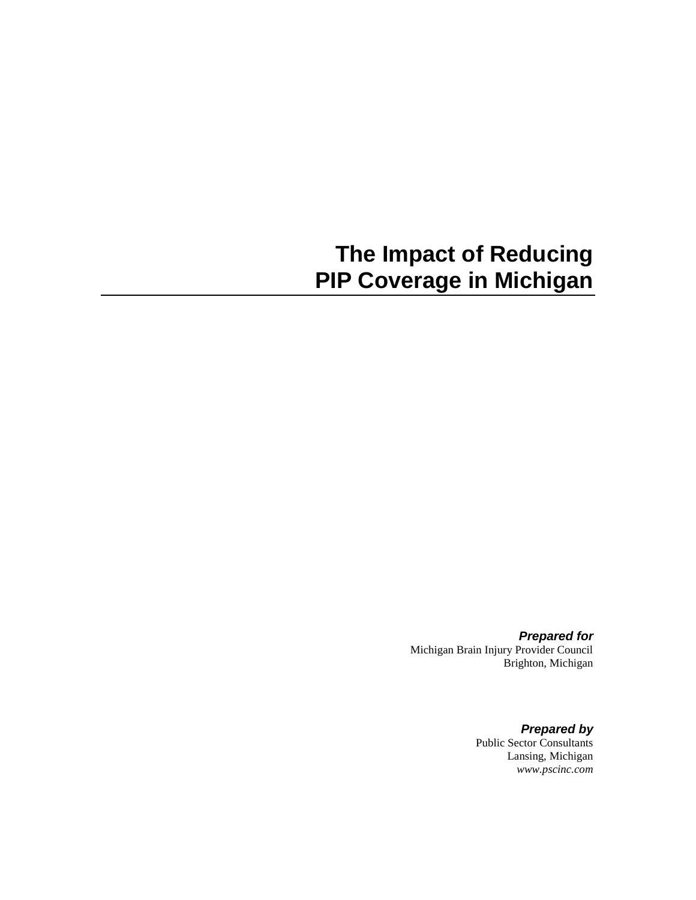# The Impact of Reducing PIP Coverage in Michigan

***Prepared for***
Michigan Brain Injury Provider Council
Brighton, Michigan

***Prepared by***
Public Sector Consultants
Lansing, Michigan
*www.pscinc.com*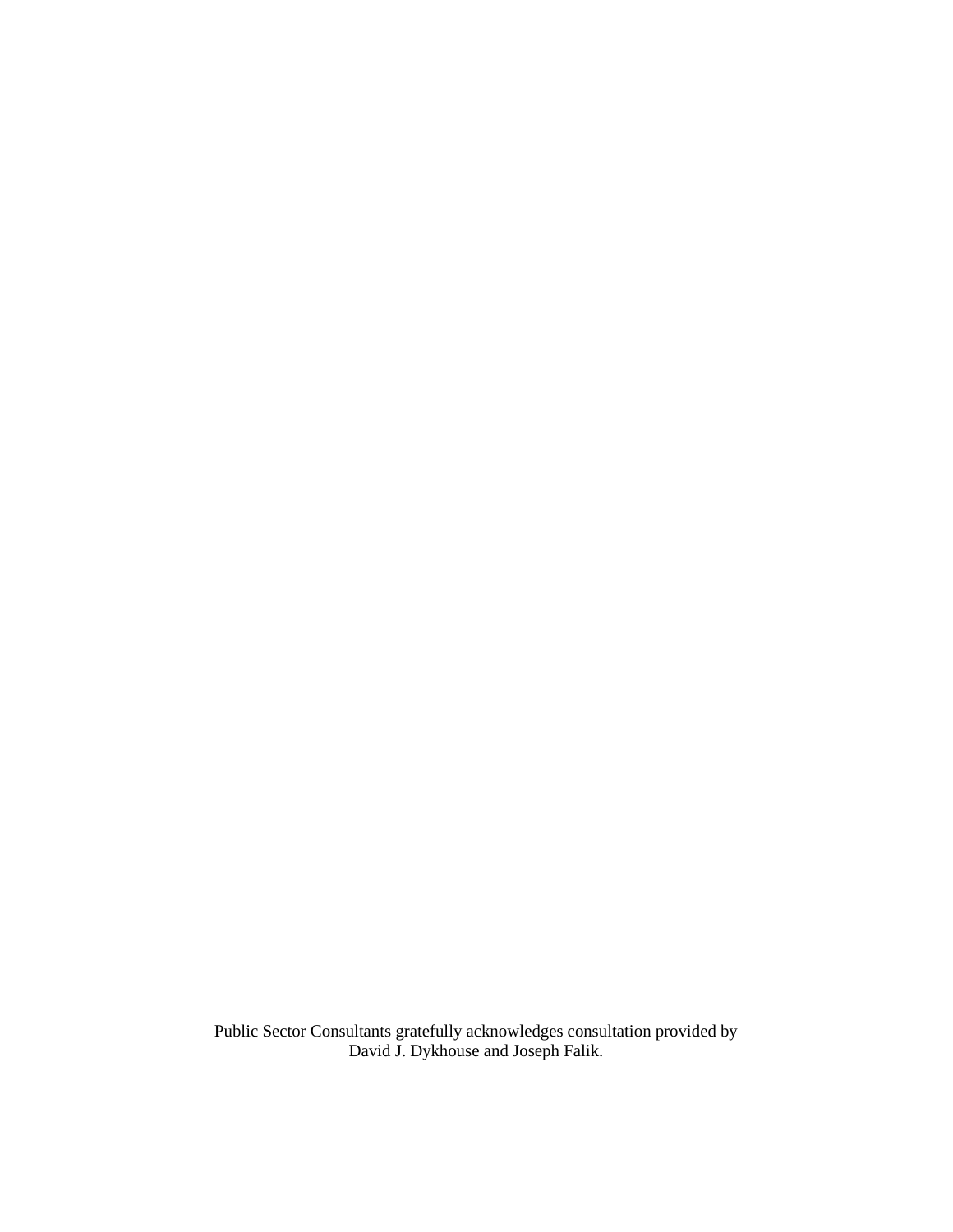Public Sector Consultants gratefully acknowledges consultation provided by David J. Dykhouse and Joseph Falik.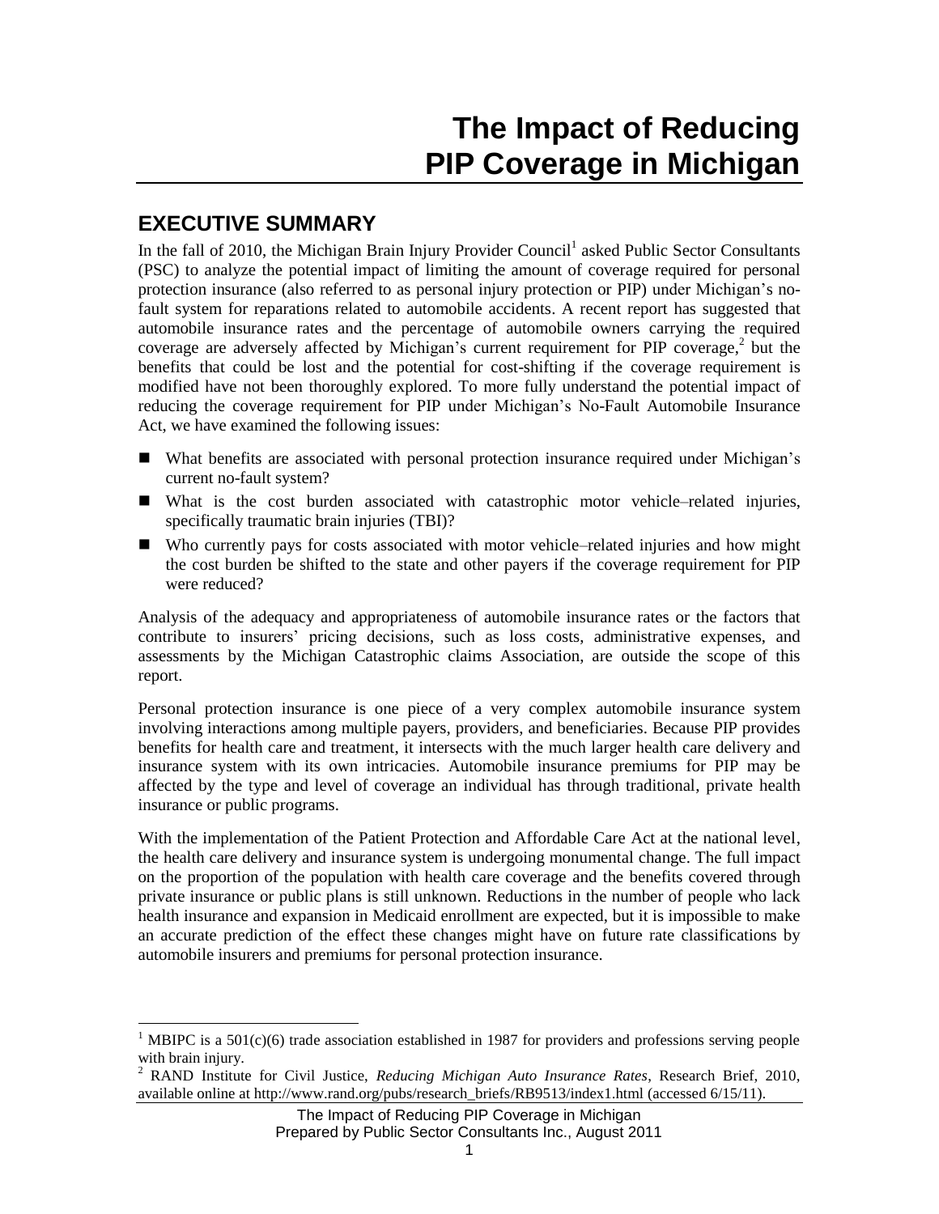# The Impact of Reducing PIP Coverage in Michigan

## EXECUTIVE SUMMARY

In the fall of 2010, the Michigan Brain Injury Provider Council[1] asked Public Sector Consultants (PSC) to analyze the potential impact of limiting the amount of coverage required for personal protection insurance (also referred to as personal injury protection or PIP) under Michigan's no-fault system for reparations related to automobile accidents. A recent report has suggested that automobile insurance rates and the percentage of automobile owners carrying the required coverage are adversely affected by Michigan's current requirement for PIP coverage,[2] but the benefits that could be lost and the potential for cost-shifting if the coverage requirement is modified have not been thoroughly explored. To more fully understand the potential impact of reducing the coverage requirement for PIP under Michigan's No-Fault Automobile Insurance Act, we have examined the following issues:

- What benefits are associated with personal protection insurance required under Michigan's current no-fault system?
- What is the cost burden associated with catastrophic motor vehicle–related injuries, specifically traumatic brain injuries (TBI)?
- Who currently pays for costs associated with motor vehicle–related injuries and how might the cost burden be shifted to the state and other payers if the coverage requirement for PIP were reduced?

Analysis of the adequacy and appropriateness of automobile insurance rates or the factors that contribute to insurers' pricing decisions, such as loss costs, administrative expenses, and assessments by the Michigan Catastrophic claims Association, are outside the scope of this report.

Personal protection insurance is one piece of a very complex automobile insurance system involving interactions among multiple payers, providers, and beneficiaries. Because PIP provides benefits for health care and treatment, it intersects with the much larger health care delivery and insurance system with its own intricacies. Automobile insurance premiums for PIP may be affected by the type and level of coverage an individual has through traditional, private health insurance or public programs.

With the implementation of the Patient Protection and Affordable Care Act at the national level, the health care delivery and insurance system is undergoing monumental change. The full impact on the proportion of the population with health care coverage and the benefits covered through private insurance or public plans is still unknown. Reductions in the number of people who lack health insurance and expansion in Medicaid enrollment are expected, but it is impossible to make an accurate prediction of the effect these changes might have on future rate classifications by automobile insurers and premiums for personal protection insurance.

[1] MBIPC is a 501(c)(6) trade association established in 1987 for providers and professions serving people with brain injury.

[2] RAND Institute for Civil Justice, *Reducing Michigan Auto Insurance Rates*, Research Brief, 2010, available online at http://www.rand.org/pubs/research_briefs/RB9513/index1.html (accessed 6/15/11).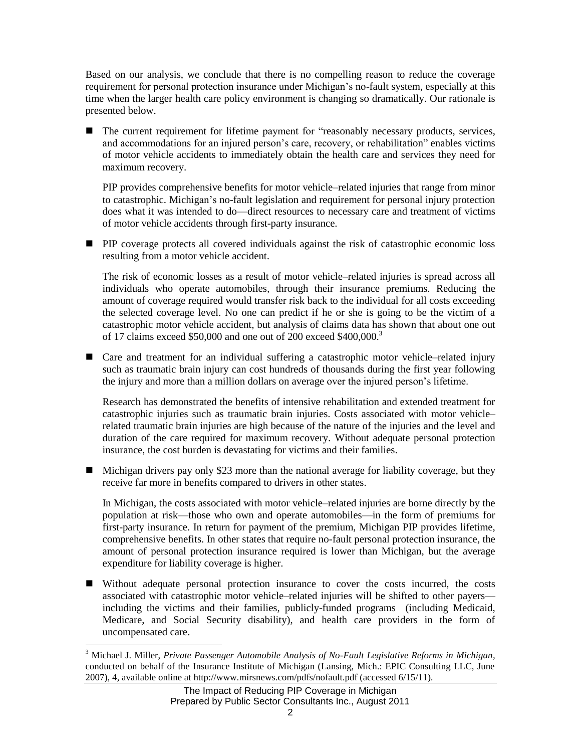Based on our analysis, we conclude that there is no compelling reason to reduce the coverage requirement for personal protection insurance under Michigan's no-fault system, especially at this time when the larger health care policy environment is changing so dramatically. Our rationale is presented below.

- The current requirement for lifetime payment for "reasonably necessary products, services, and accommodations for an injured person's care, recovery, or rehabilitation" enables victims of motor vehicle accidents to immediately obtain the health care and services they need for maximum recovery.

  PIP provides comprehensive benefits for motor vehicle–related injuries that range from minor to catastrophic. Michigan's no-fault legislation and requirement for personal injury protection does what it was intended to do—direct resources to necessary care and treatment of victims of motor vehicle accidents through first-party insurance.

- PIP coverage protects all covered individuals against the risk of catastrophic economic loss resulting from a motor vehicle accident.

  The risk of economic losses as a result of motor vehicle–related injuries is spread across all individuals who operate automobiles, through their insurance premiums. Reducing the amount of coverage required would transfer risk back to the individual for all costs exceeding the selected coverage level. No one can predict if he or she is going to be the victim of a catastrophic motor vehicle accident, but analysis of claims data has shown that about one out of 17 claims exceed $50,000 and one out of 200 exceed $400,000.[3]

- Care and treatment for an individual suffering a catastrophic motor vehicle–related injury such as traumatic brain injury can cost hundreds of thousands during the first year following the injury and more than a million dollars on average over the injured person's lifetime.

  Research has demonstrated the benefits of intensive rehabilitation and extended treatment for catastrophic injuries such as traumatic brain injuries. Costs associated with motor vehicle–related traumatic brain injuries are high because of the nature of the injuries and the level and duration of the care required for maximum recovery. Without adequate personal protection insurance, the cost burden is devastating for victims and their families.

- Michigan drivers pay only $23 more than the national average for liability coverage, but they receive far more in benefits compared to drivers in other states.

  In Michigan, the costs associated with motor vehicle–related injuries are borne directly by the population at risk—those who own and operate automobiles—in the form of premiums for first-party insurance. In return for payment of the premium, Michigan PIP provides lifetime, comprehensive benefits. In other states that require no-fault personal protection insurance, the amount of personal protection insurance required is lower than Michigan, but the average expenditure for liability coverage is higher.

- Without adequate personal protection insurance to cover the costs incurred, the costs associated with catastrophic motor vehicle–related injuries will be shifted to other payers—including the victims and their families, publicly-funded programs (including Medicaid, Medicare, and Social Security disability), and health care providers in the form of uncompensated care.

---

[3] Michael J. Miller, *Private Passenger Automobile Analysis of No-Fault Legislative Reforms in Michigan*, conducted on behalf of the Insurance Institute of Michigan (Lansing, Mich.: EPIC Consulting LLC, June 2007), 4, available online at http://www.mirsnews.com/pdfs/nofault.pdf (accessed 6/15/11).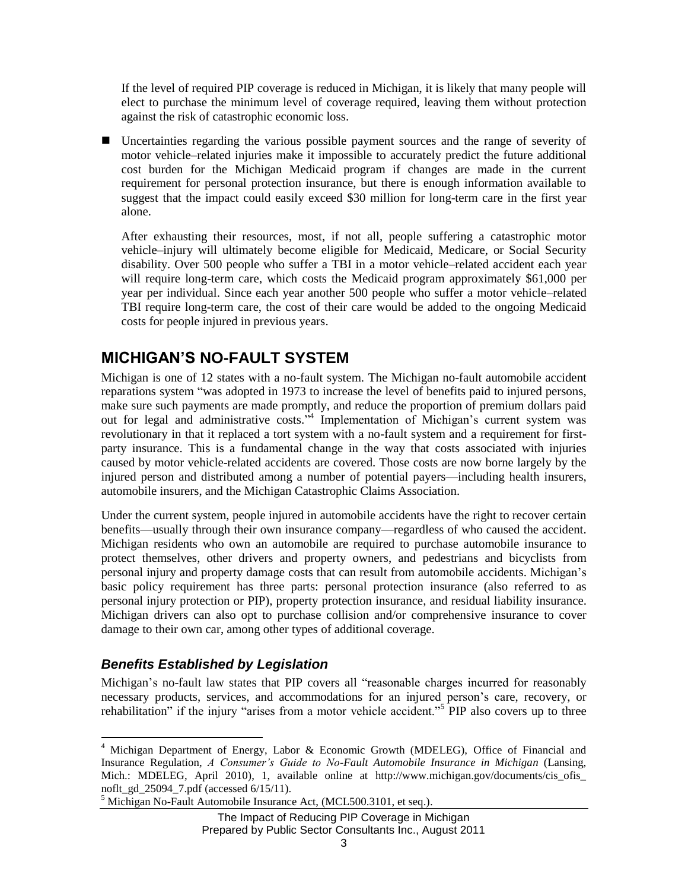If the level of required PIP coverage is reduced in Michigan, it is likely that many people will elect to purchase the minimum level of coverage required, leaving them without protection against the risk of catastrophic economic loss.

- Uncertainties regarding the various possible payment sources and the range of severity of motor vehicle–related injuries make it impossible to accurately predict the future additional cost burden for the Michigan Medicaid program if changes are made in the current requirement for personal protection insurance, but there is enough information available to suggest that the impact could easily exceed $30 million for long-term care in the first year alone.

  After exhausting their resources, most, if not all, people suffering a catastrophic motor vehicle–injury will ultimately become eligible for Medicaid, Medicare, or Social Security disability. Over 500 people who suffer a TBI in a motor vehicle–related accident each year will require long-term care, which costs the Medicaid program approximately $61,000 per year per individual. Since each year another 500 people who suffer a motor vehicle–related TBI require long-term care, the cost of their care would be added to the ongoing Medicaid costs for people injured in previous years.

## MICHIGAN'S NO-FAULT SYSTEM

Michigan is one of 12 states with a no-fault system. The Michigan no-fault automobile accident reparations system "was adopted in 1973 to increase the level of benefits paid to injured persons, make sure such payments are made promptly, and reduce the proportion of premium dollars paid out for legal and administrative costs."[4] Implementation of Michigan's current system was revolutionary in that it replaced a tort system with a no-fault system and a requirement for first-party insurance. This is a fundamental change in the way that costs associated with injuries caused by motor vehicle-related accidents are covered. Those costs are now borne largely by the injured person and distributed among a number of potential payers—including health insurers, automobile insurers, and the Michigan Catastrophic Claims Association.

Under the current system, people injured in automobile accidents have the right to recover certain benefits—usually through their own insurance company—regardless of who caused the accident. Michigan residents who own an automobile are required to purchase automobile insurance to protect themselves, other drivers and property owners, and pedestrians and bicyclists from personal injury and property damage costs that can result from automobile accidents. Michigan's basic policy requirement has three parts: personal protection insurance (also referred to as personal injury protection or PIP), property protection insurance, and residual liability insurance. Michigan drivers can also opt to purchase collision and/or comprehensive insurance to cover damage to their own car, among other types of additional coverage.

### *Benefits Established by Legislation*

Michigan's no-fault law states that PIP covers all "reasonable charges incurred for reasonably necessary products, services, and accommodations for an injured person's care, recovery, or rehabilitation" if the injury "arises from a motor vehicle accident."[5] PIP also covers up to three

---

[4] Michigan Department of Energy, Labor & Economic Growth (MDELEG), Office of Financial and Insurance Regulation, *A Consumer's Guide to No-Fault Automobile Insurance in Michigan* (Lansing, Mich.: MDELEG, April 2010), 1, available online at http://www.michigan.gov/documents/cis_ofis_noflt_gd_25094_7.pdf (accessed 6/15/11).

[5] Michigan No-Fault Automobile Insurance Act, (MCL500.3101, et seq.).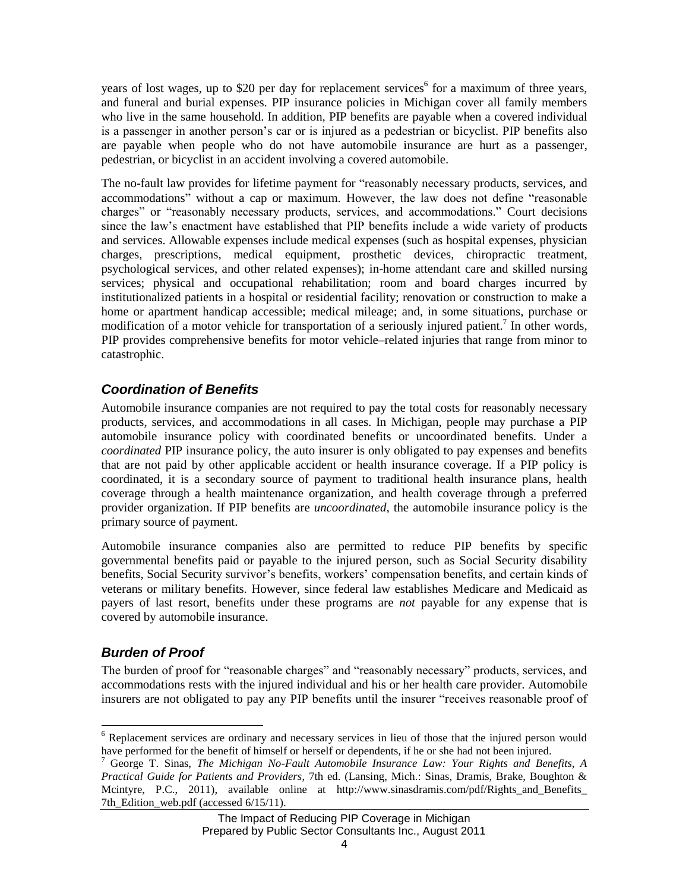years of lost wages, up to $20 per day for replacement services[6] for a maximum of three years, and funeral and burial expenses. PIP insurance policies in Michigan cover all family members who live in the same household. In addition, PIP benefits are payable when a covered individual is a passenger in another person's car or is injured as a pedestrian or bicyclist. PIP benefits also are payable when people who do not have automobile insurance are hurt as a passenger, pedestrian, or bicyclist in an accident involving a covered automobile.

The no-fault law provides for lifetime payment for "reasonably necessary products, services, and accommodations" without a cap or maximum. However, the law does not define "reasonable charges" or "reasonably necessary products, services, and accommodations." Court decisions since the law's enactment have established that PIP benefits include a wide variety of products and services. Allowable expenses include medical expenses (such as hospital expenses, physician charges, prescriptions, medical equipment, prosthetic devices, chiropractic treatment, psychological services, and other related expenses); in-home attendant care and skilled nursing services; physical and occupational rehabilitation; room and board charges incurred by institutionalized patients in a hospital or residential facility; renovation or construction to make a home or apartment handicap accessible; medical mileage; and, in some situations, purchase or modification of a motor vehicle for transportation of a seriously injured patient.[7] In other words, PIP provides comprehensive benefits for motor vehicle–related injuries that range from minor to catastrophic.

### *Coordination of Benefits*

Automobile insurance companies are not required to pay the total costs for reasonably necessary products, services, and accommodations in all cases. In Michigan, people may purchase a PIP automobile insurance policy with coordinated benefits or uncoordinated benefits. Under a *coordinated* PIP insurance policy, the auto insurer is only obligated to pay expenses and benefits that are not paid by other applicable accident or health insurance coverage. If a PIP policy is coordinated, it is a secondary source of payment to traditional health insurance plans, health coverage through a health maintenance organization, and health coverage through a preferred provider organization. If PIP benefits are *uncoordinated*, the automobile insurance policy is the primary source of payment.

Automobile insurance companies also are permitted to reduce PIP benefits by specific governmental benefits paid or payable to the injured person, such as Social Security disability benefits, Social Security survivor's benefits, workers' compensation benefits, and certain kinds of veterans or military benefits. However, since federal law establishes Medicare and Medicaid as payers of last resort, benefits under these programs are *not* payable for any expense that is covered by automobile insurance.

### *Burden of Proof*

The burden of proof for "reasonable charges" and "reasonably necessary" products, services, and accommodations rests with the injured individual and his or her health care provider. Automobile insurers are not obligated to pay any PIP benefits until the insurer "receives reasonable proof of

---

[6] Replacement services are ordinary and necessary services in lieu of those that the injured person would have performed for the benefit of himself or herself or dependents, if he or she had not been injured.

[7] George T. Sinas, *The Michigan No-Fault Automobile Insurance Law: Your Rights and Benefits, A Practical Guide for Patients and Providers*, 7th ed. (Lansing, Mich.: Sinas, Dramis, Brake, Boughton & Mcintyre, P.C., 2011), available online at http://www.sinasdramis.com/pdf/Rights_and_Benefits_7th_Edition_web.pdf (accessed 6/15/11).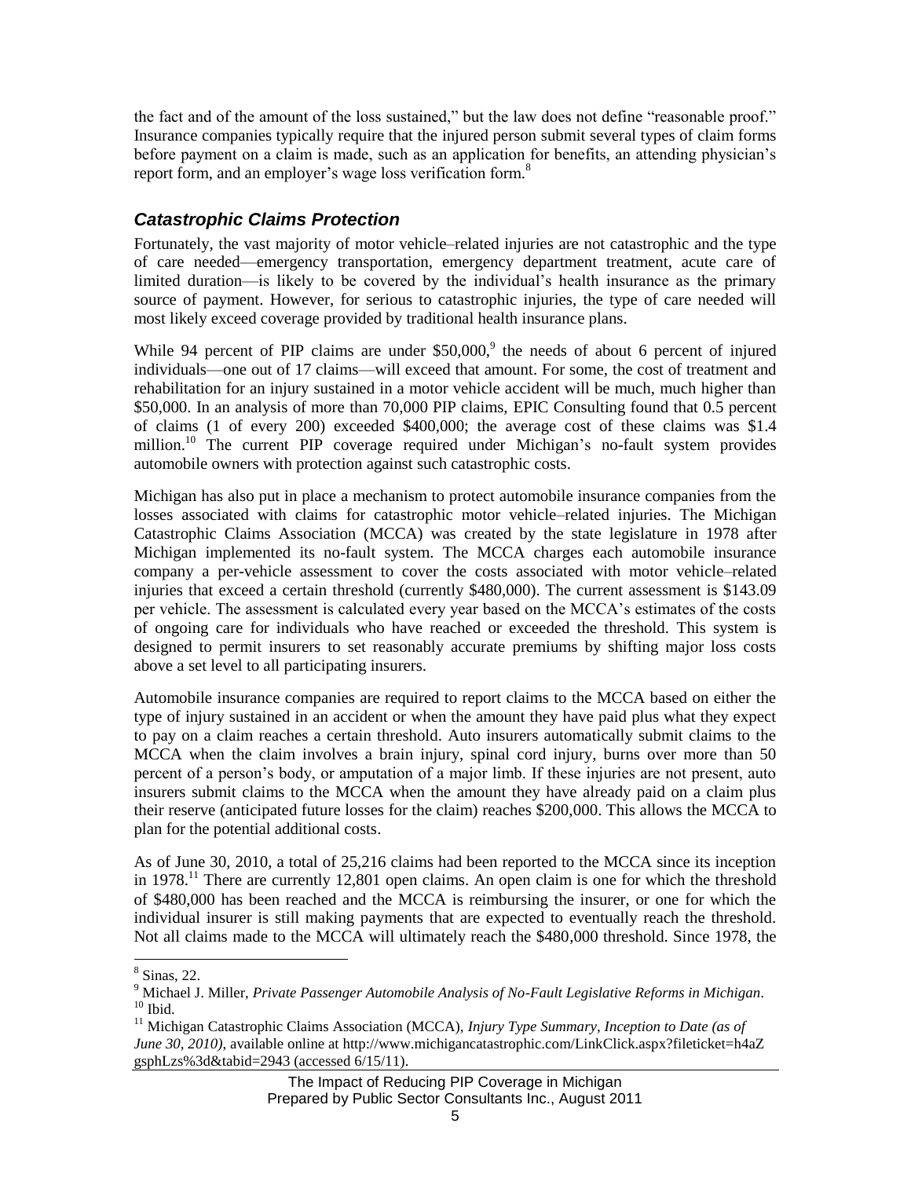the fact and of the amount of the loss sustained," but the law does not define "reasonable proof." Insurance companies typically require that the injured person submit several types of claim forms before payment on a claim is made, such as an application for benefits, an attending physician's report form, and an employer's wage loss verification form.[8]

## *Catastrophic Claims Protection*

Fortunately, the vast majority of motor vehicle–related injuries are not catastrophic and the type of care needed—emergency transportation, emergency department treatment, acute care of limited duration—is likely to be covered by the individual's health insurance as the primary source of payment. However, for serious to catastrophic injuries, the type of care needed will most likely exceed coverage provided by traditional health insurance plans.

While 94 percent of PIP claims are under $50,000,[9] the needs of about 6 percent of injured individuals—one out of 17 claims—will exceed that amount. For some, the cost of treatment and rehabilitation for an injury sustained in a motor vehicle accident will be much, much higher than $50,000. In an analysis of more than 70,000 PIP claims, EPIC Consulting found that 0.5 percent of claims (1 of every 200) exceeded $400,000; the average cost of these claims was $1.4 million.[10] The current PIP coverage required under Michigan's no-fault system provides automobile owners with protection against such catastrophic costs.

Michigan has also put in place a mechanism to protect automobile insurance companies from the losses associated with claims for catastrophic motor vehicle–related injuries. The Michigan Catastrophic Claims Association (MCCA) was created by the state legislature in 1978 after Michigan implemented its no-fault system. The MCCA charges each automobile insurance company a per-vehicle assessment to cover the costs associated with motor vehicle–related injuries that exceed a certain threshold (currently $480,000). The current assessment is $143.09 per vehicle. The assessment is calculated every year based on the MCCA's estimates of the costs of ongoing care for individuals who have reached or exceeded the threshold. This system is designed to permit insurers to set reasonably accurate premiums by shifting major loss costs above a set level to all participating insurers.

Automobile insurance companies are required to report claims to the MCCA based on either the type of injury sustained in an accident or when the amount they have paid plus what they expect to pay on a claim reaches a certain threshold. Auto insurers automatically submit claims to the MCCA when the claim involves a brain injury, spinal cord injury, burns over more than 50 percent of a person's body, or amputation of a major limb. If these injuries are not present, auto insurers submit claims to the MCCA when the amount they have already paid on a claim plus their reserve (anticipated future losses for the claim) reaches $200,000. This allows the MCCA to plan for the potential additional costs.

As of June 30, 2010, a total of 25,216 claims had been reported to the MCCA since its inception in 1978.[11] There are currently 12,801 open claims. An open claim is one for which the threshold of $480,000 has been reached and the MCCA is reimbursing the insurer, or one for which the individual insurer is still making payments that are expected to eventually reach the threshold. Not all claims made to the MCCA will ultimately reach the $480,000 threshold. Since 1978, the

---

[8] Sinas, 22.

[9] Michael J. Miller, *Private Passenger Automobile Analysis of No-Fault Legislative Reforms in Michigan*.

[10] Ibid.

[11] Michigan Catastrophic Claims Association (MCCA), *Injury Type Summary, Inception to Date (as of June 30, 2010)*, available online at http://www.michigancatastrophic.com/LinkClick.aspx?fileticket=h4aZgsphLzs%3d&tabid=2943 (accessed 6/15/11).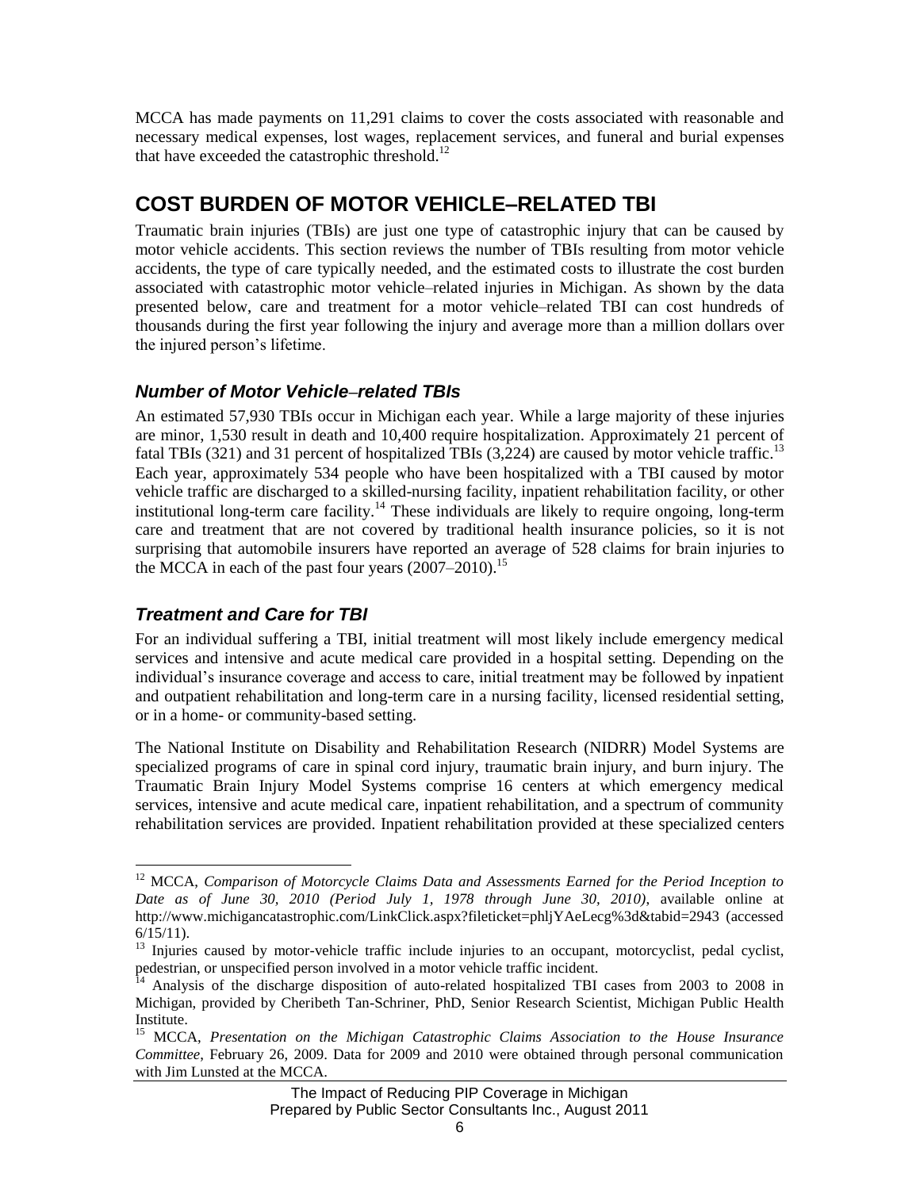MCCA has made payments on 11,291 claims to cover the costs associated with reasonable and necessary medical expenses, lost wages, replacement services, and funeral and burial expenses that have exceeded the catastrophic threshold.[12]

## COST BURDEN OF MOTOR VEHICLE–RELATED TBI

Traumatic brain injuries (TBIs) are just one type of catastrophic injury that can be caused by motor vehicle accidents. This section reviews the number of TBIs resulting from motor vehicle accidents, the type of care typically needed, and the estimated costs to illustrate the cost burden associated with catastrophic motor vehicle–related injuries in Michigan. As shown by the data presented below, care and treatment for a motor vehicle–related TBI can cost hundreds of thousands during the first year following the injury and average more than a million dollars over the injured person's lifetime.

### *Number of Motor Vehicle–related TBIs*

An estimated 57,930 TBIs occur in Michigan each year. While a large majority of these injuries are minor, 1,530 result in death and 10,400 require hospitalization. Approximately 21 percent of fatal TBIs (321) and 31 percent of hospitalized TBIs (3,224) are caused by motor vehicle traffic.[13] Each year, approximately 534 people who have been hospitalized with a TBI caused by motor vehicle traffic are discharged to a skilled-nursing facility, inpatient rehabilitation facility, or other institutional long-term care facility.[14] These individuals are likely to require ongoing, long-term care and treatment that are not covered by traditional health insurance policies, so it is not surprising that automobile insurers have reported an average of 528 claims for brain injuries to the MCCA in each of the past four years (2007–2010).[15]

### *Treatment and Care for TBI*

For an individual suffering a TBI, initial treatment will most likely include emergency medical services and intensive and acute medical care provided in a hospital setting. Depending on the individual's insurance coverage and access to care, initial treatment may be followed by inpatient and outpatient rehabilitation and long-term care in a nursing facility, licensed residential setting, or in a home- or community-based setting.

The National Institute on Disability and Rehabilitation Research (NIDRR) Model Systems are specialized programs of care in spinal cord injury, traumatic brain injury, and burn injury. The Traumatic Brain Injury Model Systems comprise 16 centers at which emergency medical services, intensive and acute medical care, inpatient rehabilitation, and a spectrum of community rehabilitation services are provided. Inpatient rehabilitation provided at these specialized centers

---

[12] MCCA, *Comparison of Motorcycle Claims Data and Assessments Earned for the Period Inception to Date as of June 30, 2010 (Period July 1, 1978 through June 30, 2010)*, available online at http://www.michigancatastrophic.com/LinkClick.aspx?fileticket=phljYAeLecg%3d&tabid=2943 (accessed 6/15/11).

[13] Injuries caused by motor-vehicle traffic include injuries to an occupant, motorcyclist, pedal cyclist, pedestrian, or unspecified person involved in a motor vehicle traffic incident.

[14] Analysis of the discharge disposition of auto-related hospitalized TBI cases from 2003 to 2008 in Michigan, provided by Cheribeth Tan-Schriner, PhD, Senior Research Scientist, Michigan Public Health Institute.

[15] MCCA, *Presentation on the Michigan Catastrophic Claims Association to the House Insurance Committee*, February 26, 2009. Data for 2009 and 2010 were obtained through personal communication with Jim Lunsted at the MCCA.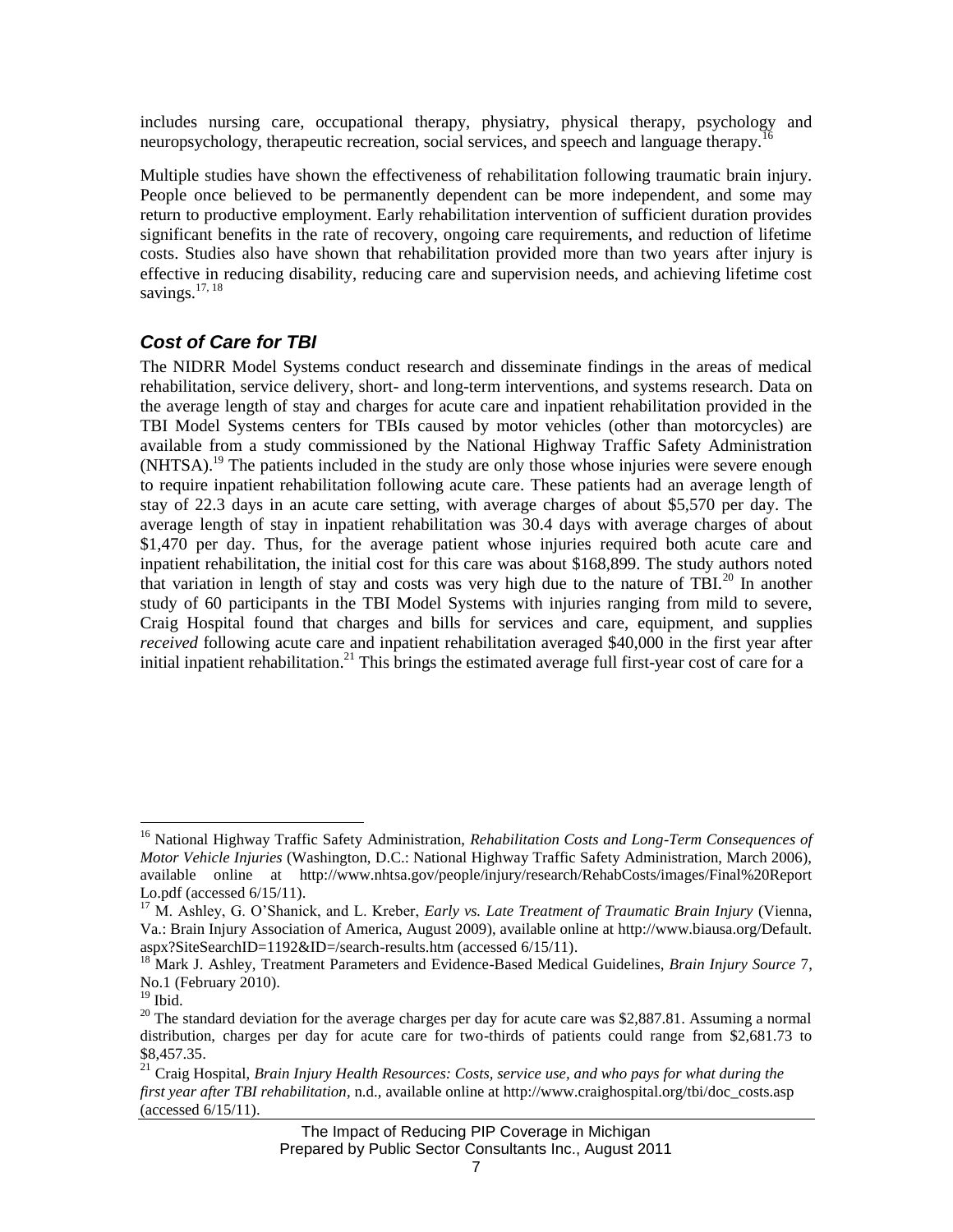includes nursing care, occupational therapy, physiatry, physical therapy, psychology and neuropsychology, therapeutic recreation, social services, and speech and language therapy.[16]

Multiple studies have shown the effectiveness of rehabilitation following traumatic brain injury. People once believed to be permanently dependent can be more independent, and some may return to productive employment. Early rehabilitation intervention of sufficient duration provides significant benefits in the rate of recovery, ongoing care requirements, and reduction of lifetime costs. Studies also have shown that rehabilitation provided more than two years after injury is effective in reducing disability, reducing care and supervision needs, and achieving lifetime cost savings.[17, 18]

### *Cost of Care for TBI*

The NIDRR Model Systems conduct research and disseminate findings in the areas of medical rehabilitation, service delivery, short- and long-term interventions, and systems research. Data on the average length of stay and charges for acute care and inpatient rehabilitation provided in the TBI Model Systems centers for TBIs caused by motor vehicles (other than motorcycles) are available from a study commissioned by the National Highway Traffic Safety Administration (NHTSA).[19] The patients included in the study are only those whose injuries were severe enough to require inpatient rehabilitation following acute care. These patients had an average length of stay of 22.3 days in an acute care setting, with average charges of about $5,570 per day. The average length of stay in inpatient rehabilitation was 30.4 days with average charges of about $1,470 per day. Thus, for the average patient whose injuries required both acute care and inpatient rehabilitation, the initial cost for this care was about $168,899. The study authors noted that variation in length of stay and costs was very high due to the nature of TBI.[20] In another study of 60 participants in the TBI Model Systems with injuries ranging from mild to severe, Craig Hospital found that charges and bills for services and care, equipment, and supplies *received* following acute care and inpatient rehabilitation averaged $40,000 in the first year after initial inpatient rehabilitation.[21] This brings the estimated average full first-year cost of care for a

---

[16] National Highway Traffic Safety Administration, *Rehabilitation Costs and Long-Term Consequences of Motor Vehicle Injuries* (Washington, D.C.: National Highway Traffic Safety Administration, March 2006), available online at http://www.nhtsa.gov/people/injury/research/RehabCosts/images/Final%20Report Lo.pdf (accessed 6/15/11).

[17] M. Ashley, G. O'Shanick, and L. Kreber, *Early vs. Late Treatment of Traumatic Brain Injury* (Vienna, Va.: Brain Injury Association of America, August 2009), available online at http://www.biausa.org/Default.aspx?SiteSearchID=1192&ID=/search-results.htm (accessed 6/15/11).

[18] Mark J. Ashley, Treatment Parameters and Evidence-Based Medical Guidelines, *Brain Injury Source* 7, No.1 (February 2010).

[19] Ibid.

[20] The standard deviation for the average charges per day for acute care was $2,887.81. Assuming a normal distribution, charges per day for acute care for two-thirds of patients could range from $2,681.73 to $8,457.35.

[21] Craig Hospital, *Brain Injury Health Resources: Costs, service use, and who pays for what during the first year after TBI rehabilitation*, n.d., available online at http://www.craighospital.org/tbi/doc_costs.asp (accessed 6/15/11).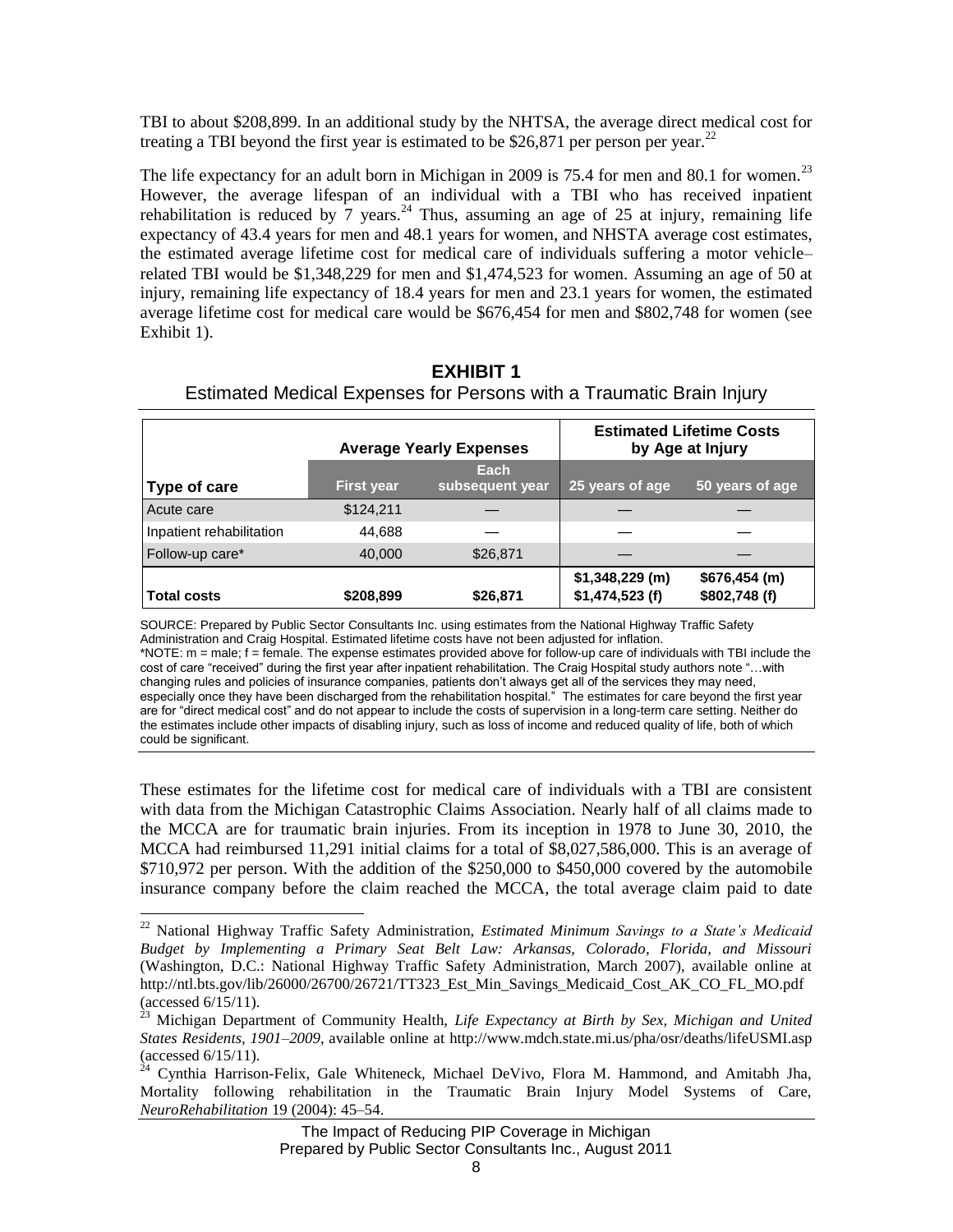TBI to about $208,899. In an additional study by the NHTSA, the average direct medical cost for treating a TBI beyond the first year is estimated to be $26,871 per person per year.[22]

The life expectancy for an adult born in Michigan in 2009 is 75.4 for men and 80.1 for women.[23] However, the average lifespan of an individual with a TBI who has received inpatient rehabilitation is reduced by 7 years.[24] Thus, assuming an age of 25 at injury, remaining life expectancy of 43.4 years for men and 48.1 years for women, and NHSTA average cost estimates, the estimated average lifetime cost for medical care of individuals suffering a motor vehicle–related TBI would be $1,348,229 for men and $1,474,523 for women. Assuming an age of 50 at injury, remaining life expectancy of 18.4 years for men and 23.1 years for women, the estimated average lifetime cost for medical care would be $676,454 for men and $802,748 for women (see Exhibit 1).

**EXHIBIT 1**
Estimated Medical Expenses for Persons with a Traumatic Brain Injury

| | Average Yearly Expenses | | Estimated Lifetime Costs by Age at Injury | |
|---|---|---|---|---|
| **Type of care** | **First year** | **Each subsequent year** | **25 years of age** | **50 years of age** |
| Acute care | $124,211 | — | — | — |
| Inpatient rehabilitation | 44,688 | — | — | — |
| Follow-up care* | 40,000 | $26,871 | — | — |
| **Total costs** | **$208,899** | **$26,871** | **$1,348,229 (m) $1,474,523 (f)** | **$676,454 (m) $802,748 (f)** |

SOURCE: Prepared by Public Sector Consultants Inc. using estimates from the National Highway Traffic Safety Administration and Craig Hospital. Estimated lifetime costs have not been adjusted for inflation.
*NOTE: m = male; f = female. The expense estimates provided above for follow-up care of individuals with TBI include the cost of care "received" during the first year after inpatient rehabilitation. The Craig Hospital study authors note "…with changing rules and policies of insurance companies, patients don't always get all of the services they may need, especially once they have been discharged from the rehabilitation hospital." The estimates for care beyond the first year are for "direct medical cost" and do not appear to include the costs of supervision in a long-term care setting. Neither do the estimates include other impacts of disabling injury, such as loss of income and reduced quality of life, both of which could be significant.

These estimates for the lifetime cost for medical care of individuals with a TBI are consistent with data from the Michigan Catastrophic Claims Association. Nearly half of all claims made to the MCCA are for traumatic brain injuries. From its inception in 1978 to June 30, 2010, the MCCA had reimbursed 11,291 initial claims for a total of $8,027,586,000. This is an average of $710,972 per person. With the addition of the $250,000 to $450,000 covered by the automobile insurance company before the claim reached the MCCA, the total average claim paid to date

---

[22] National Highway Traffic Safety Administration, *Estimated Minimum Savings to a State's Medicaid Budget by Implementing a Primary Seat Belt Law: Arkansas, Colorado, Florida, and Missouri* (Washington, D.C.: National Highway Traffic Safety Administration, March 2007), available online at http://ntl.bts.gov/lib/26000/26700/26721/TT323_Est_Min_Savings_Medicaid_Cost_AK_CO_FL_MO.pdf (accessed 6/15/11).

[23] Michigan Department of Community Health, *Life Expectancy at Birth by Sex, Michigan and United States Residents, 1901–2009*, available online at http://www.mdch.state.mi.us/pha/osr/deaths/lifeUSMI.asp (accessed 6/15/11).

[24] Cynthia Harrison-Felix, Gale Whiteneck, Michael DeVivo, Flora M. Hammond, and Amitabh Jha, Mortality following rehabilitation in the Traumatic Brain Injury Model Systems of Care, *NeuroRehabilitation* 19 (2004): 45–54.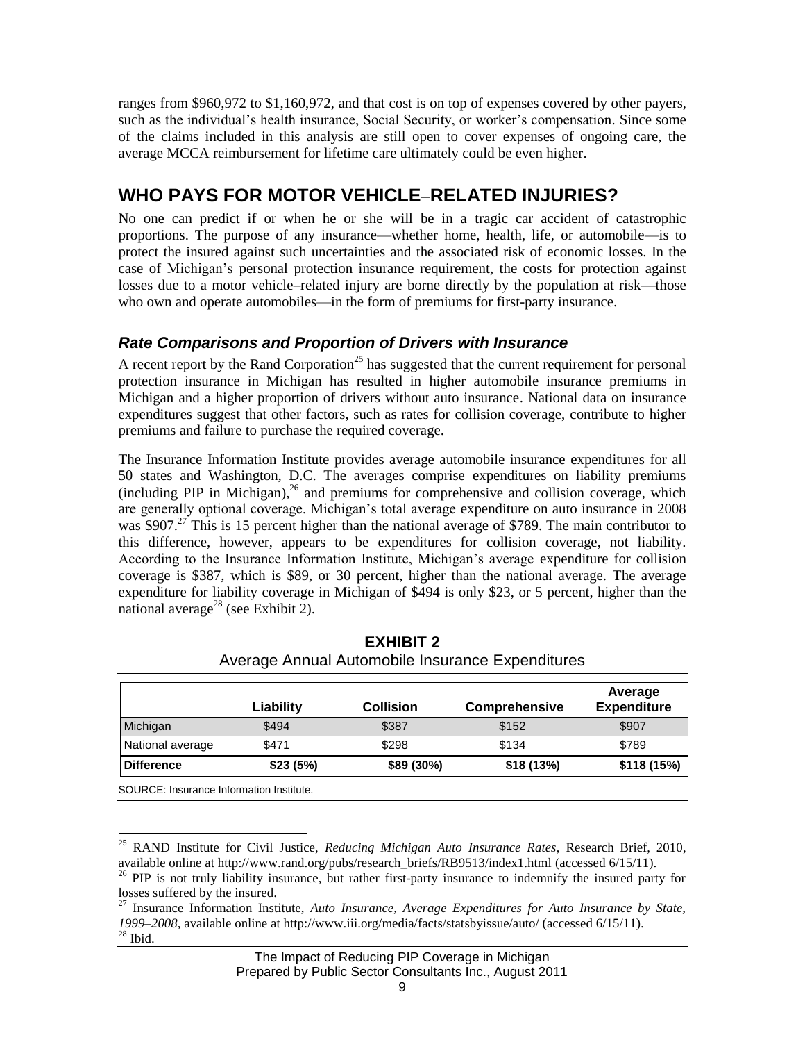ranges from $960,972 to $1,160,972, and that cost is on top of expenses covered by other payers, such as the individual's health insurance, Social Security, or worker's compensation. Since some of the claims included in this analysis are still open to cover expenses of ongoing care, the average MCCA reimbursement for lifetime care ultimately could be even higher.

## WHO PAYS FOR MOTOR VEHICLE–RELATED INJURIES?

No one can predict if or when he or she will be in a tragic car accident of catastrophic proportions. The purpose of any insurance—whether home, health, life, or automobile—is to protect the insured against such uncertainties and the associated risk of economic losses. In the case of Michigan's personal protection insurance requirement, the costs for protection against losses due to a motor vehicle–related injury are borne directly by the population at risk—those who own and operate automobiles—in the form of premiums for first-party insurance.

### *Rate Comparisons and Proportion of Drivers with Insurance*

A recent report by the Rand Corporation[25] has suggested that the current requirement for personal protection insurance in Michigan has resulted in higher automobile insurance premiums in Michigan and a higher proportion of drivers without auto insurance. National data on insurance expenditures suggest that other factors, such as rates for collision coverage, contribute to higher premiums and failure to purchase the required coverage.

The Insurance Information Institute provides average automobile insurance expenditures for all 50 states and Washington, D.C. The averages comprise expenditures on liability premiums (including PIP in Michigan),[26] and premiums for comprehensive and collision coverage, which are generally optional coverage. Michigan's total average expenditure on auto insurance in 2008 was $907.[27] This is 15 percent higher than the national average of $789. The main contributor to this difference, however, appears to be expenditures for collision coverage, not liability. According to the Insurance Information Institute, Michigan's average expenditure for collision coverage is $387, which is $89, or 30 percent, higher than the national average. The average expenditure for liability coverage in Michigan of $494 is only $23, or 5 percent, higher than the national average[28] (see Exhibit 2).

**EXHIBIT 2**
Average Annual Automobile Insurance Expenditures

| | Liability | Collision | Comprehensive | Average Expenditure |
|---|---|---|---|---|
| Michigan | $494 | $387 | $152 | $907 |
| National average | $471 | $298 | $134 | $789 |
| **Difference** | **$23 (5%)** | **$89 (30%)** | **$18 (13%)** | **$118 (15%)** |

SOURCE: Insurance Information Institute.

[25] RAND Institute for Civil Justice, *Reducing Michigan Auto Insurance Rates*, Research Brief, 2010, available online at http://www.rand.org/pubs/research_briefs/RB9513/index1.html (accessed 6/15/11).

[26] PIP is not truly liability insurance, but rather first-party insurance to indemnify the insured party for losses suffered by the insured.

[27] Insurance Information Institute, *Auto Insurance, Average Expenditures for Auto Insurance by State, 1999–2008*, available online at http://www.iii.org/media/facts/statsbyissue/auto/ (accessed 6/15/11).

[28] Ibid.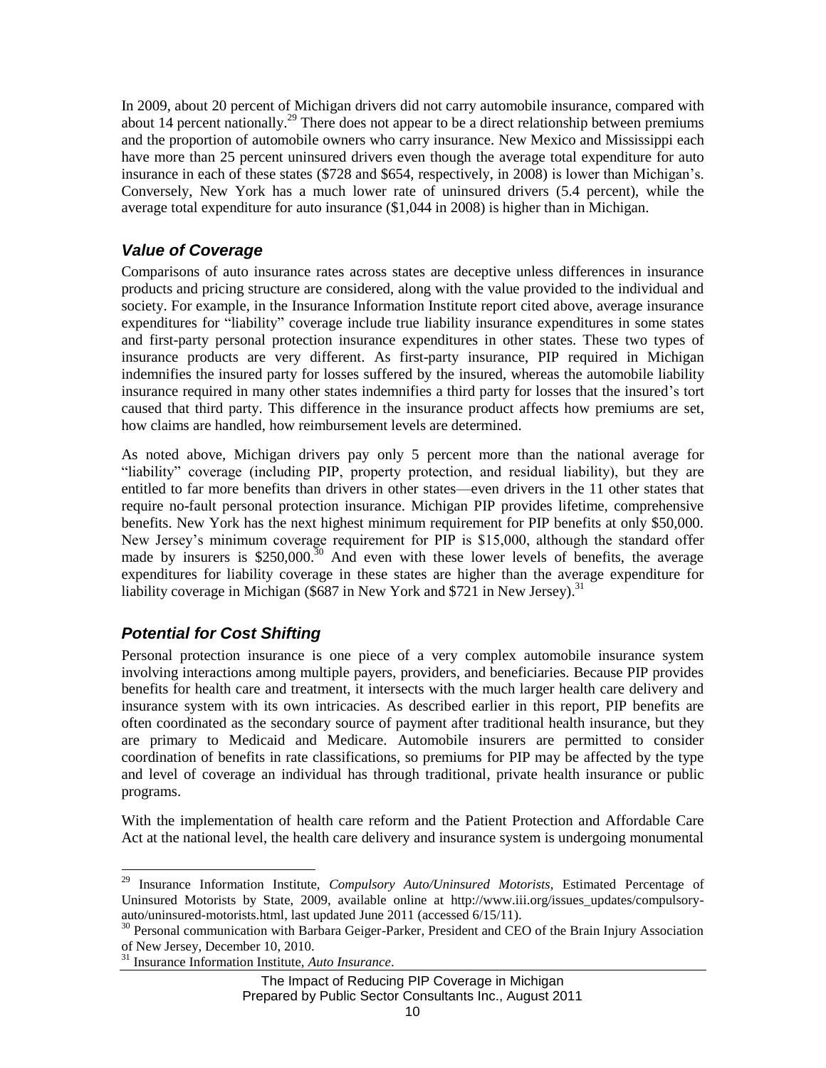In 2009, about 20 percent of Michigan drivers did not carry automobile insurance, compared with about 14 percent nationally.[29] There does not appear to be a direct relationship between premiums and the proportion of automobile owners who carry insurance. New Mexico and Mississippi each have more than 25 percent uninsured drivers even though the average total expenditure for auto insurance in each of these states ($728 and $654, respectively, in 2008) is lower than Michigan's. Conversely, New York has a much lower rate of uninsured drivers (5.4 percent), while the average total expenditure for auto insurance ($1,044 in 2008) is higher than in Michigan.

### *Value of Coverage*

Comparisons of auto insurance rates across states are deceptive unless differences in insurance products and pricing structure are considered, along with the value provided to the individual and society. For example, in the Insurance Information Institute report cited above, average insurance expenditures for "liability" coverage include true liability insurance expenditures in some states and first-party personal protection insurance expenditures in other states. These two types of insurance products are very different. As first-party insurance, PIP required in Michigan indemnifies the insured party for losses suffered by the insured, whereas the automobile liability insurance required in many other states indemnifies a third party for losses that the insured's tort caused that third party. This difference in the insurance product affects how premiums are set, how claims are handled, how reimbursement levels are determined.

As noted above, Michigan drivers pay only 5 percent more than the national average for "liability" coverage (including PIP, property protection, and residual liability), but they are entitled to far more benefits than drivers in other states—even drivers in the 11 other states that require no-fault personal protection insurance. Michigan PIP provides lifetime, comprehensive benefits. New York has the next highest minimum requirement for PIP benefits at only $50,000. New Jersey's minimum coverage requirement for PIP is $15,000, although the standard offer made by insurers is $250,000.[30] And even with these lower levels of benefits, the average expenditures for liability coverage in these states are higher than the average expenditure for liability coverage in Michigan ($687 in New York and $721 in New Jersey).[31]

### *Potential for Cost Shifting*

Personal protection insurance is one piece of a very complex automobile insurance system involving interactions among multiple payers, providers, and beneficiaries. Because PIP provides benefits for health care and treatment, it intersects with the much larger health care delivery and insurance system with its own intricacies. As described earlier in this report, PIP benefits are often coordinated as the secondary source of payment after traditional health insurance, but they are primary to Medicaid and Medicare. Automobile insurers are permitted to consider coordination of benefits in rate classifications, so premiums for PIP may be affected by the type and level of coverage an individual has through traditional, private health insurance or public programs.

With the implementation of health care reform and the Patient Protection and Affordable Care Act at the national level, the health care delivery and insurance system is undergoing monumental

---

[29] Insurance Information Institute, *Compulsory Auto/Uninsured Motorists*, Estimated Percentage of Uninsured Motorists by State, 2009, available online at http://www.iii.org/issues_updates/compulsory-auto/uninsured-motorists.html, last updated June 2011 (accessed 6/15/11).

[30] Personal communication with Barbara Geiger-Parker, President and CEO of the Brain Injury Association of New Jersey, December 10, 2010.

[31] Insurance Information Institute, *Auto Insurance*.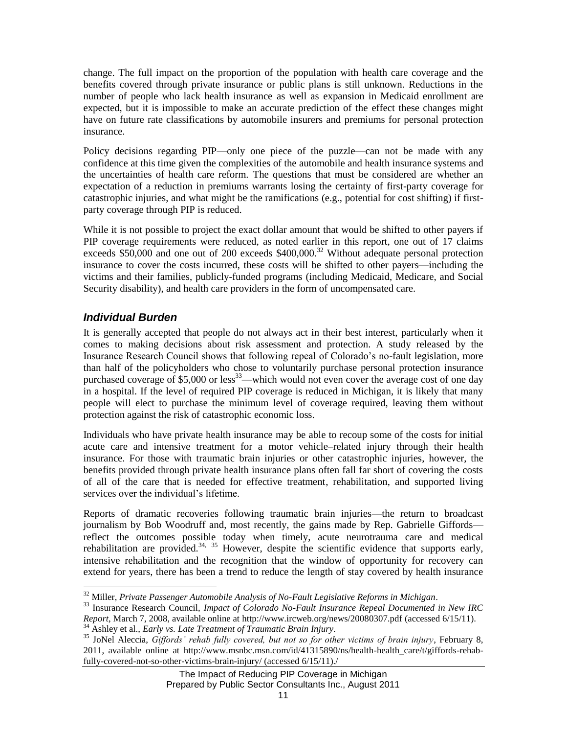change. The full impact on the proportion of the population with health care coverage and the benefits covered through private insurance or public plans is still unknown. Reductions in the number of people who lack health insurance as well as expansion in Medicaid enrollment are expected, but it is impossible to make an accurate prediction of the effect these changes might have on future rate classifications by automobile insurers and premiums for personal protection insurance.

Policy decisions regarding PIP—only one piece of the puzzle—can not be made with any confidence at this time given the complexities of the automobile and health insurance systems and the uncertainties of health care reform. The questions that must be considered are whether an expectation of a reduction in premiums warrants losing the certainty of first-party coverage for catastrophic injuries, and what might be the ramifications (e.g., potential for cost shifting) if first-party coverage through PIP is reduced.

While it is not possible to project the exact dollar amount that would be shifted to other payers if PIP coverage requirements were reduced, as noted earlier in this report, one out of 17 claims exceeds $50,000 and one out of 200 exceeds $400,000.[32] Without adequate personal protection insurance to cover the costs incurred, these costs will be shifted to other payers—including the victims and their families, publicly-funded programs (including Medicaid, Medicare, and Social Security disability), and health care providers in the form of uncompensated care.

### *Individual Burden*

It is generally accepted that people do not always act in their best interest, particularly when it comes to making decisions about risk assessment and protection. A study released by the Insurance Research Council shows that following repeal of Colorado's no-fault legislation, more than half of the policyholders who chose to voluntarily purchase personal protection insurance purchased coverage of $5,000 or less[33]—which would not even cover the average cost of one day in a hospital. If the level of required PIP coverage is reduced in Michigan, it is likely that many people will elect to purchase the minimum level of coverage required, leaving them without protection against the risk of catastrophic economic loss.

Individuals who have private health insurance may be able to recoup some of the costs for initial acute care and intensive treatment for a motor vehicle–related injury through their health insurance. For those with traumatic brain injuries or other catastrophic injuries, however, the benefits provided through private health insurance plans often fall far short of covering the costs of all of the care that is needed for effective treatment, rehabilitation, and supported living services over the individual's lifetime.

Reports of dramatic recoveries following traumatic brain injuries—the return to broadcast journalism by Bob Woodruff and, most recently, the gains made by Rep. Gabrielle Giffords—reflect the outcomes possible today when timely, acute neurotrauma care and medical rehabilitation are provided.[34, 35] However, despite the scientific evidence that supports early, intensive rehabilitation and the recognition that the window of opportunity for recovery can extend for years, there has been a trend to reduce the length of stay covered by health insurance

---

[32] Miller, *Private Passenger Automobile Analysis of No-Fault Legislative Reforms in Michigan*.

[33] Insurance Research Council, *Impact of Colorado No-Fault Insurance Repeal Documented in New IRC Report*, March 7, 2008, available online at http://www.ircweb.org/news/20080307.pdf (accessed 6/15/11).

[34] Ashley et al., *Early vs. Late Treatment of Traumatic Brain Injury*.

[35] JoNel Aleccia, *Giffords' rehab fully covered, but not so for other victims of brain injury*, February 8, 2011, available online at http://www.msnbc.msn.com/id/41315890/ns/health-health_care/t/giffords-rehab-fully-covered-not-so-other-victims-brain-injury/ (accessed 6/15/11)./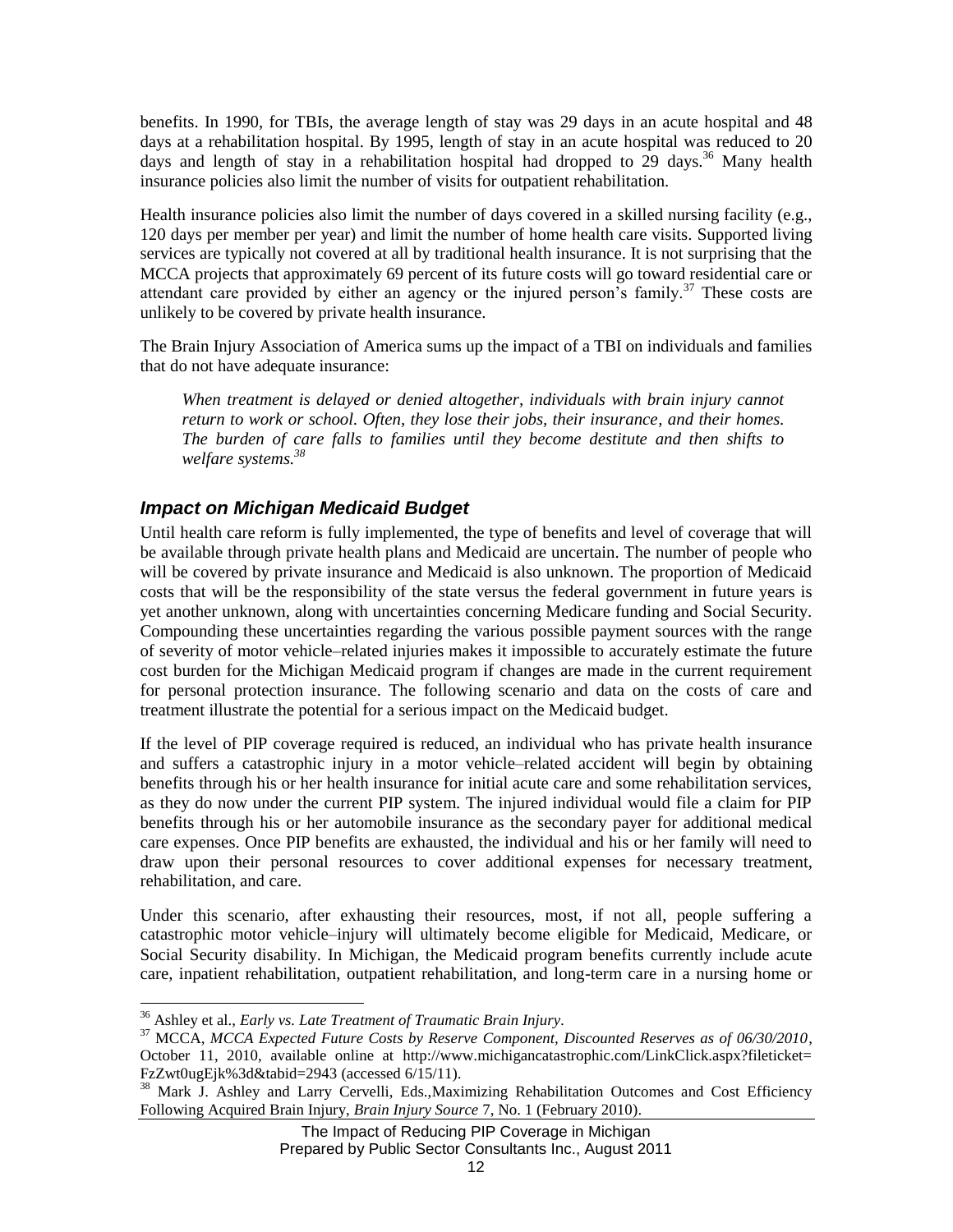benefits. In 1990, for TBIs, the average length of stay was 29 days in an acute hospital and 48 days at a rehabilitation hospital. By 1995, length of stay in an acute hospital was reduced to 20 days and length of stay in a rehabilitation hospital had dropped to 29 days.[36] Many health insurance policies also limit the number of visits for outpatient rehabilitation.

Health insurance policies also limit the number of days covered in a skilled nursing facility (e.g., 120 days per member per year) and limit the number of home health care visits. Supported living services are typically not covered at all by traditional health insurance. It is not surprising that the MCCA projects that approximately 69 percent of its future costs will go toward residential care or attendant care provided by either an agency or the injured person's family.[37] These costs are unlikely to be covered by private health insurance.

The Brain Injury Association of America sums up the impact of a TBI on individuals and families that do not have adequate insurance:

> *When treatment is delayed or denied altogether, individuals with brain injury cannot return to work or school. Often, they lose their jobs, their insurance, and their homes. The burden of care falls to families until they become destitute and then shifts to welfare systems.*[38]

### *Impact on Michigan Medicaid Budget*

Until health care reform is fully implemented, the type of benefits and level of coverage that will be available through private health plans and Medicaid are uncertain. The number of people who will be covered by private insurance and Medicaid is also unknown. The proportion of Medicaid costs that will be the responsibility of the state versus the federal government in future years is yet another unknown, along with uncertainties concerning Medicare funding and Social Security. Compounding these uncertainties regarding the various possible payment sources with the range of severity of motor vehicle–related injuries makes it impossible to accurately estimate the future cost burden for the Michigan Medicaid program if changes are made in the current requirement for personal protection insurance. The following scenario and data on the costs of care and treatment illustrate the potential for a serious impact on the Medicaid budget.

If the level of PIP coverage required is reduced, an individual who has private health insurance and suffers a catastrophic injury in a motor vehicle–related accident will begin by obtaining benefits through his or her health insurance for initial acute care and some rehabilitation services, as they do now under the current PIP system. The injured individual would file a claim for PIP benefits through his or her automobile insurance as the secondary payer for additional medical care expenses. Once PIP benefits are exhausted, the individual and his or her family will need to draw upon their personal resources to cover additional expenses for necessary treatment, rehabilitation, and care.

Under this scenario, after exhausting their resources, most, if not all, people suffering a catastrophic motor vehicle–injury will ultimately become eligible for Medicaid, Medicare, or Social Security disability. In Michigan, the Medicaid program benefits currently include acute care, inpatient rehabilitation, outpatient rehabilitation, and long-term care in a nursing home or

---

[36] Ashley et al., *Early vs. Late Treatment of Traumatic Brain Injury*.

[37] MCCA, *MCCA Expected Future Costs by Reserve Component, Discounted Reserves as of 06/30/2010*, October 11, 2010, available online at http://www.michigancatastrophic.com/LinkClick.aspx?fileticket=FzZwt0ugEjk%3d&tabid=2943 (accessed 6/15/11).

[38] Mark J. Ashley and Larry Cervelli, Eds.,Maximizing Rehabilitation Outcomes and Cost Efficiency Following Acquired Brain Injury, *Brain Injury Source* 7, No. 1 (February 2010).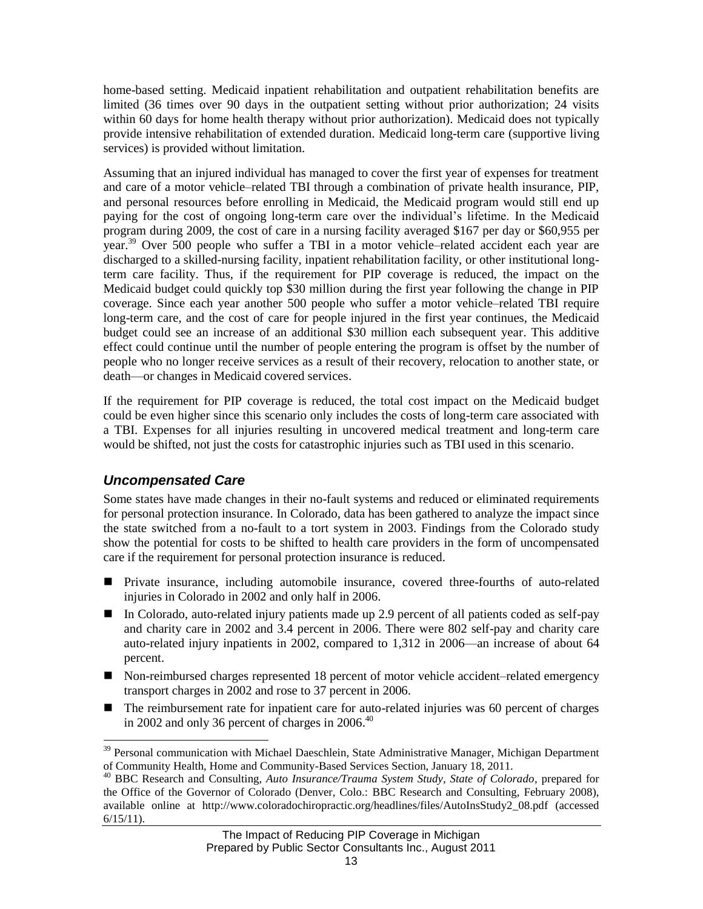home-based setting. Medicaid inpatient rehabilitation and outpatient rehabilitation benefits are limited (36 times over 90 days in the outpatient setting without prior authorization; 24 visits within 60 days for home health therapy without prior authorization). Medicaid does not typically provide intensive rehabilitation of extended duration. Medicaid long-term care (supportive living services) is provided without limitation.

Assuming that an injured individual has managed to cover the first year of expenses for treatment and care of a motor vehicle–related TBI through a combination of private health insurance, PIP, and personal resources before enrolling in Medicaid, the Medicaid program would still end up paying for the cost of ongoing long-term care over the individual's lifetime. In the Medicaid program during 2009, the cost of care in a nursing facility averaged $167 per day or $60,955 per year.[39] Over 500 people who suffer a TBI in a motor vehicle–related accident each year are discharged to a skilled-nursing facility, inpatient rehabilitation facility, or other institutional long-term care facility. Thus, if the requirement for PIP coverage is reduced, the impact on the Medicaid budget could quickly top $30 million during the first year following the change in PIP coverage. Since each year another 500 people who suffer a motor vehicle–related TBI require long-term care, and the cost of care for people injured in the first year continues, the Medicaid budget could see an increase of an additional $30 million each subsequent year. This additive effect could continue until the number of people entering the program is offset by the number of people who no longer receive services as a result of their recovery, relocation to another state, or death—or changes in Medicaid covered services.

If the requirement for PIP coverage is reduced, the total cost impact on the Medicaid budget could be even higher since this scenario only includes the costs of long-term care associated with a TBI. Expenses for all injuries resulting in uncovered medical treatment and long-term care would be shifted, not just the costs for catastrophic injuries such as TBI used in this scenario.

### *Uncompensated Care*

Some states have made changes in their no-fault systems and reduced or eliminated requirements for personal protection insurance. In Colorado, data has been gathered to analyze the impact since the state switched from a no-fault to a tort system in 2003. Findings from the Colorado study show the potential for costs to be shifted to health care providers in the form of uncompensated care if the requirement for personal protection insurance is reduced.

- Private insurance, including automobile insurance, covered three-fourths of auto-related injuries in Colorado in 2002 and only half in 2006.
- In Colorado, auto-related injury patients made up 2.9 percent of all patients coded as self-pay and charity care in 2002 and 3.4 percent in 2006. There were 802 self-pay and charity care auto-related injury inpatients in 2002, compared to 1,312 in 2006—an increase of about 64 percent.
- Non-reimbursed charges represented 18 percent of motor vehicle accident–related emergency transport charges in 2002 and rose to 37 percent in 2006.
- The reimbursement rate for inpatient care for auto-related injuries was 60 percent of charges in 2002 and only 36 percent of charges in 2006.[40]

---

[39] Personal communication with Michael Daeschlein, State Administrative Manager, Michigan Department of Community Health, Home and Community-Based Services Section, January 18, 2011.

[40] BBC Research and Consulting, *Auto Insurance/Trauma System Study, State of Colorado*, prepared for the Office of the Governor of Colorado (Denver, Colo.: BBC Research and Consulting, February 2008), available online at http://www.coloradochiropractic.org/headlines/files/AutoInsStudy2_08.pdf (accessed 6/15/11).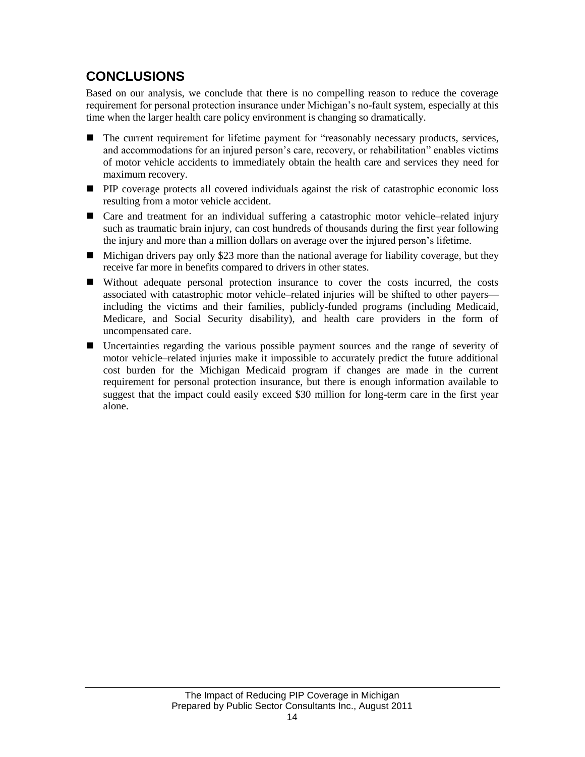## CONCLUSIONS

Based on our analysis, we conclude that there is no compelling reason to reduce the coverage requirement for personal protection insurance under Michigan's no-fault system, especially at this time when the larger health care policy environment is changing so dramatically.

- The current requirement for lifetime payment for "reasonably necessary products, services, and accommodations for an injured person's care, recovery, or rehabilitation" enables victims of motor vehicle accidents to immediately obtain the health care and services they need for maximum recovery.
- PIP coverage protects all covered individuals against the risk of catastrophic economic loss resulting from a motor vehicle accident.
- Care and treatment for an individual suffering a catastrophic motor vehicle–related injury such as traumatic brain injury, can cost hundreds of thousands during the first year following the injury and more than a million dollars on average over the injured person's lifetime.
- Michigan drivers pay only $23 more than the national average for liability coverage, but they receive far more in benefits compared to drivers in other states.
- Without adequate personal protection insurance to cover the costs incurred, the costs associated with catastrophic motor vehicle–related injuries will be shifted to other payers—including the victims and their families, publicly-funded programs (including Medicaid, Medicare, and Social Security disability), and health care providers in the form of uncompensated care.
- Uncertainties regarding the various possible payment sources and the range of severity of motor vehicle–related injuries make it impossible to accurately predict the future additional cost burden for the Michigan Medicaid program if changes are made in the current requirement for personal protection insurance, but there is enough information available to suggest that the impact could easily exceed $30 million for long-term care in the first year alone.